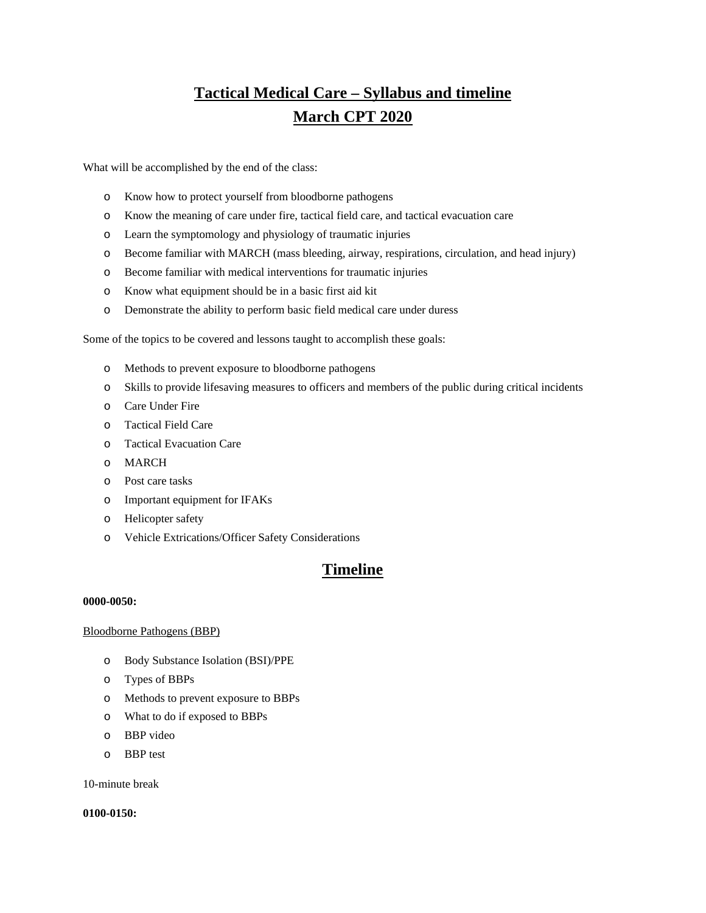# Tactical Medical Care – Syllabus and timeline
# March CPT 2020

What will be accomplished by the end of the class:

- Know how to protect yourself from bloodborne pathogens
- Know the meaning of care under fire, tactical field care, and tactical evacuation care
- Learn the symptomology and physiology of traumatic injuries
- Become familiar with MARCH (mass bleeding, airway, respirations, circulation, and head injury)
- Become familiar with medical interventions for traumatic injuries
- Know what equipment should be in a basic first aid kit
- Demonstrate the ability to perform basic field medical care under duress

Some of the topics to be covered and lessons taught to accomplish these goals:

- Methods to prevent exposure to bloodborne pathogens
- Skills to provide lifesaving measures to officers and members of the public during critical incidents
- Care Under Fire
- Tactical Field Care
- Tactical Evacuation Care
- MARCH
- Post care tasks
- Important equipment for IFAKs
- Helicopter safety
- Vehicle Extrications/Officer Safety Considerations

## Timeline

**0000-0050:**

Bloodborne Pathogens (BBP)

- Body Substance Isolation (BSI)/PPE
- Types of BBPs
- Methods to prevent exposure to BBPs
- What to do if exposed to BBPs
- BBP video
- BBP test

10-minute break

**0100-0150:**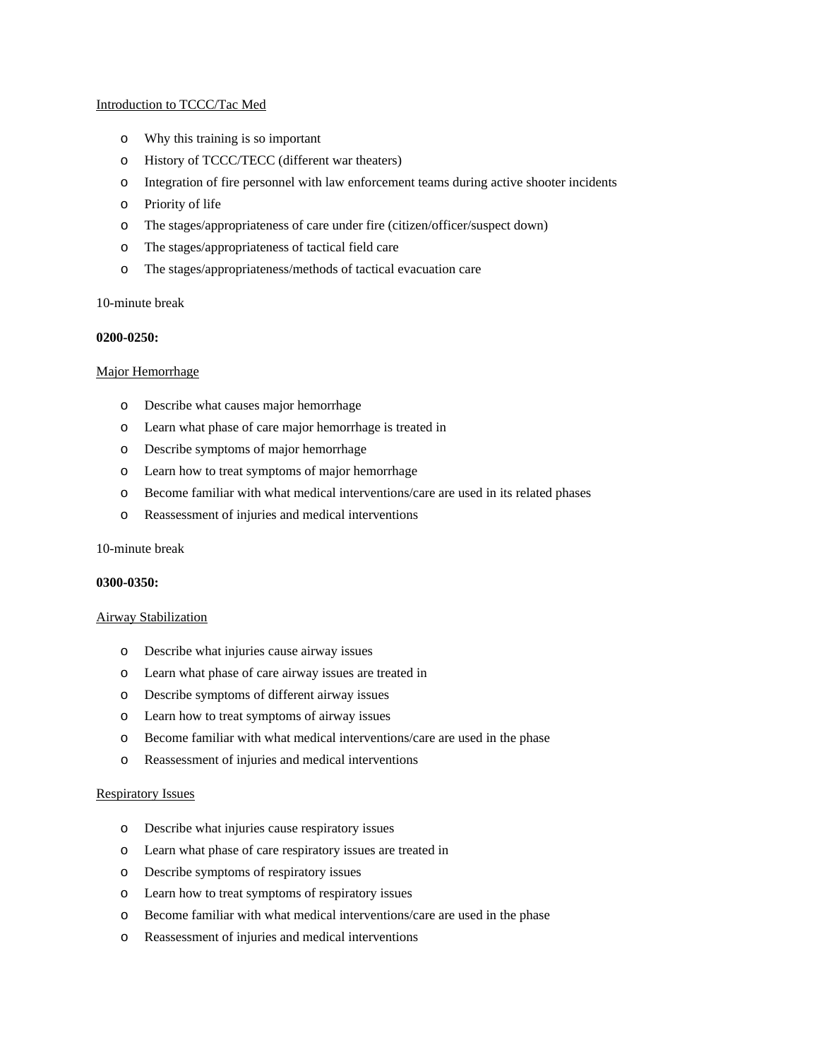Introduction to TCCC/Tac Med

- Why this training is so important
- History of TCCC/TECC (different war theaters)
- Integration of fire personnel with law enforcement teams during active shooter incidents
- Priority of life
- The stages/appropriateness of care under fire (citizen/officer/suspect down)
- The stages/appropriateness of tactical field care
- The stages/appropriateness/methods of tactical evacuation care

10-minute break

**0200-0250:**

Major Hemorrhage

- Describe what causes major hemorrhage
- Learn what phase of care major hemorrhage is treated in
- Describe symptoms of major hemorrhage
- Learn how to treat symptoms of major hemorrhage
- Become familiar with what medical interventions/care are used in its related phases
- Reassessment of injuries and medical interventions

10-minute break

**0300-0350:**

Airway Stabilization

- Describe what injuries cause airway issues
- Learn what phase of care airway issues are treated in
- Describe symptoms of different airway issues
- Learn how to treat symptoms of airway issues
- Become familiar with what medical interventions/care are used in the phase
- Reassessment of injuries and medical interventions

Respiratory Issues

- Describe what injuries cause respiratory issues
- Learn what phase of care respiratory issues are treated in
- Describe symptoms of respiratory issues
- Learn how to treat symptoms of respiratory issues
- Become familiar with what medical interventions/care are used in the phase
- Reassessment of injuries and medical interventions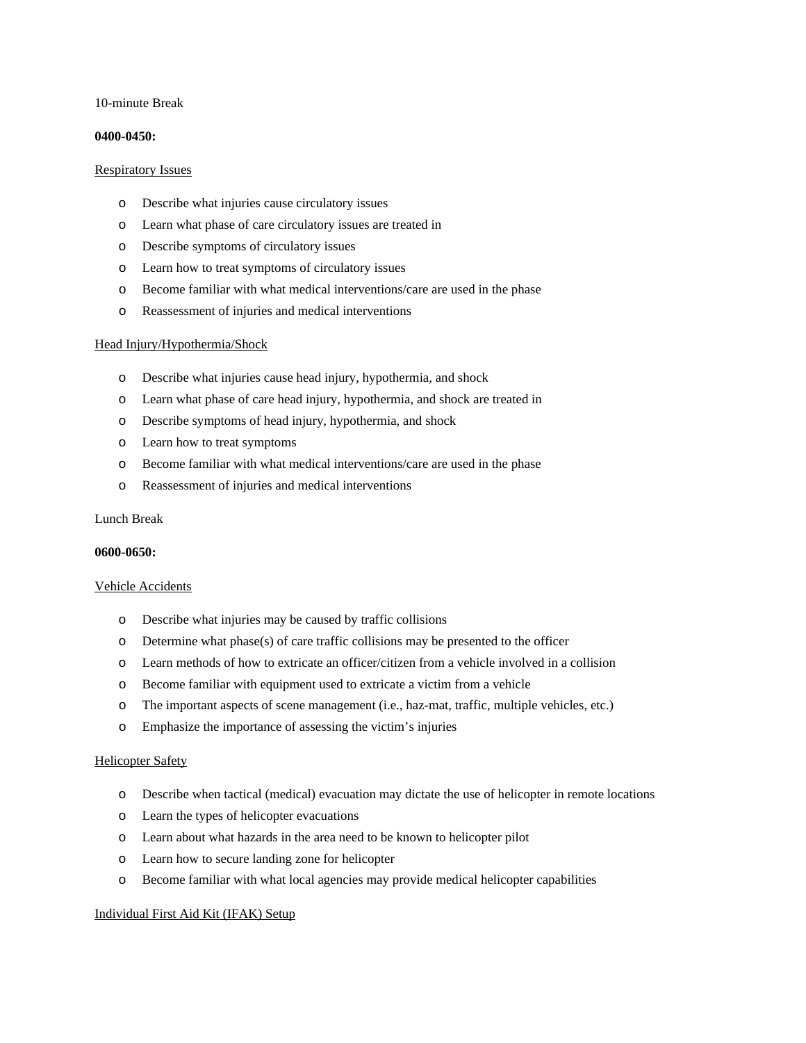10-minute Break

**0400-0450:**

<u>Respiratory Issues</u>

- Describe what injuries cause circulatory issues
- Learn what phase of care circulatory issues are treated in
- Describe symptoms of circulatory issues
- Learn how to treat symptoms of circulatory issues
- Become familiar with what medical interventions/care are used in the phase
- Reassessment of injuries and medical interventions

<u>Head Injury/Hypothermia/Shock</u>

- Describe what injuries cause head injury, hypothermia, and shock
- Learn what phase of care head injury, hypothermia, and shock are treated in
- Describe symptoms of head injury, hypothermia, and shock
- Learn how to treat symptoms
- Become familiar with what medical interventions/care are used in the phase
- Reassessment of injuries and medical interventions

Lunch Break

**0600-0650:**

<u>Vehicle Accidents</u>

- Describe what injuries may be caused by traffic collisions
- Determine what phase(s) of care traffic collisions may be presented to the officer
- Learn methods of how to extricate an officer/citizen from a vehicle involved in a collision
- Become familiar with equipment used to extricate a victim from a vehicle
- The important aspects of scene management (i.e., haz-mat, traffic, multiple vehicles, etc.)
- Emphasize the importance of assessing the victim's injuries

<u>Helicopter Safety</u>

- Describe when tactical (medical) evacuation may dictate the use of helicopter in remote locations
- Learn the types of helicopter evacuations
- Learn about what hazards in the area need to be known to helicopter pilot
- Learn how to secure landing zone for helicopter
- Become familiar with what local agencies may provide medical helicopter capabilities

<u>Individual First Aid Kit (IFAK) Setup</u>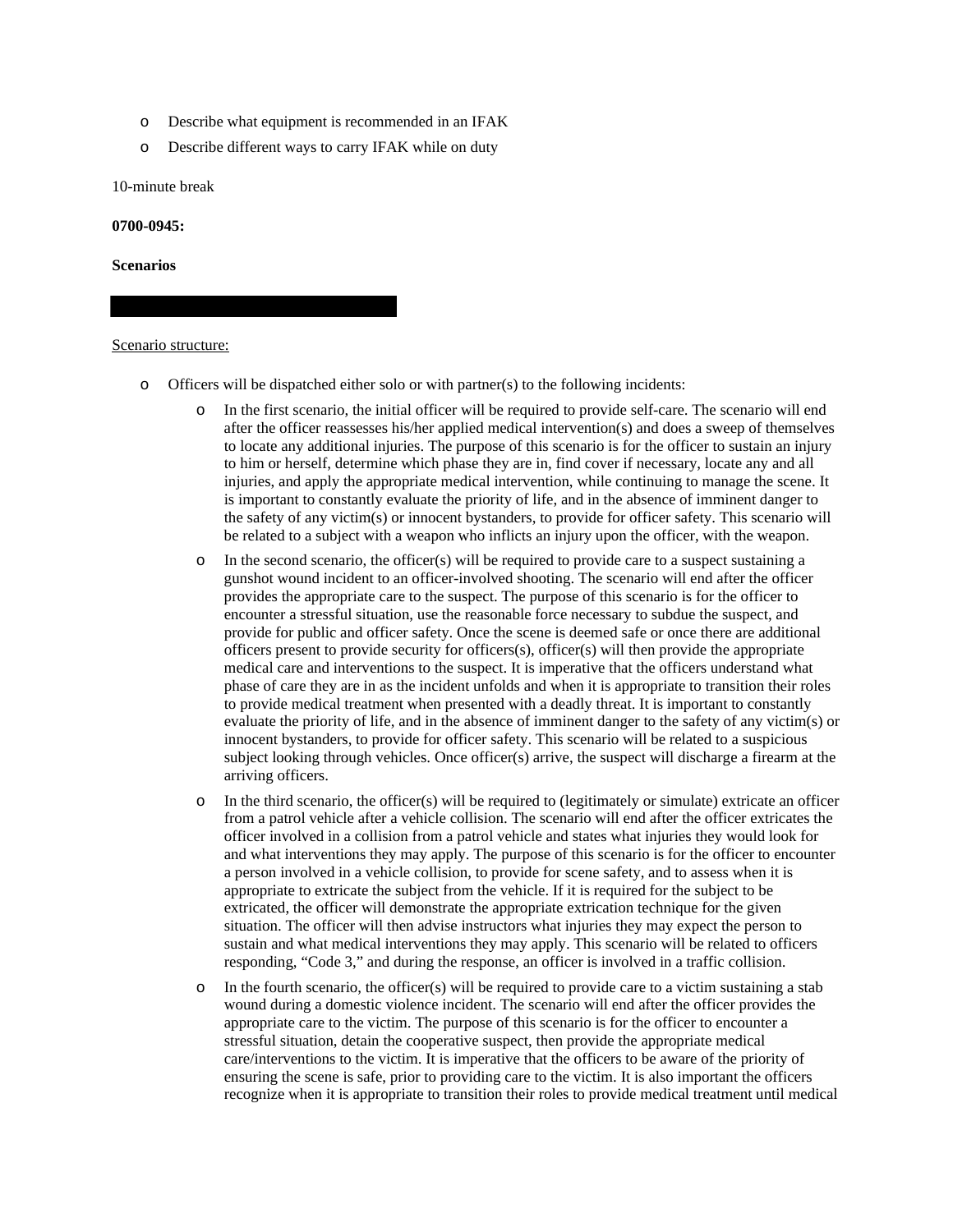- Describe what equipment is recommended in an IFAK
- Describe different ways to carry IFAK while on duty

10-minute break

**0700-0945:**

**Scenarios**

Scenario structure:

- Officers will be dispatched either solo or with partner(s) to the following incidents:
  - In the first scenario, the initial officer will be required to provide self-care. The scenario will end after the officer reassesses his/her applied medical intervention(s) and does a sweep of themselves to locate any additional injuries. The purpose of this scenario is for the officer to sustain an injury to him or herself, determine which phase they are in, find cover if necessary, locate any and all injuries, and apply the appropriate medical intervention, while continuing to manage the scene. It is important to constantly evaluate the priority of life, and in the absence of imminent danger to the safety of any victim(s) or innocent bystanders, to provide for officer safety. This scenario will be related to a subject with a weapon who inflicts an injury upon the officer, with the weapon.
  - In the second scenario, the officer(s) will be required to provide care to a suspect sustaining a gunshot wound incident to an officer-involved shooting. The scenario will end after the officer provides the appropriate care to the suspect. The purpose of this scenario is for the officer to encounter a stressful situation, use the reasonable force necessary to subdue the suspect, and provide for public and officer safety. Once the scene is deemed safe or once there are additional officers present to provide security for officers(s), officer(s) will then provide the appropriate medical care and interventions to the suspect. It is imperative that the officers understand what phase of care they are in as the incident unfolds and when it is appropriate to transition their roles to provide medical treatment when presented with a deadly threat. It is important to constantly evaluate the priority of life, and in the absence of imminent danger to the safety of any victim(s) or innocent bystanders, to provide for officer safety. This scenario will be related to a suspicious subject looking through vehicles. Once officer(s) arrive, the suspect will discharge a firearm at the arriving officers.
  - In the third scenario, the officer(s) will be required to (legitimately or simulate) extricate an officer from a patrol vehicle after a vehicle collision. The scenario will end after the officer extricates the officer involved in a collision from a patrol vehicle and states what injuries they would look for and what interventions they may apply. The purpose of this scenario is for the officer to encounter a person involved in a vehicle collision, to provide for scene safety, and to assess when it is appropriate to extricate the subject from the vehicle. If it is required for the subject to be extricated, the officer will demonstrate the appropriate extrication technique for the given situation. The officer will then advise instructors what injuries they may expect the person to sustain and what medical interventions they may apply. This scenario will be related to officers responding, "Code 3," and during the response, an officer is involved in a traffic collision.
  - In the fourth scenario, the officer(s) will be required to provide care to a victim sustaining a stab wound during a domestic violence incident. The scenario will end after the officer provides the appropriate care to the victim. The purpose of this scenario is for the officer to encounter a stressful situation, detain the cooperative suspect, then provide the appropriate medical care/interventions to the victim. It is imperative that the officers to be aware of the priority of ensuring the scene is safe, prior to providing care to the victim. It is also important the officers recognize when it is appropriate to transition their roles to provide medical treatment until medical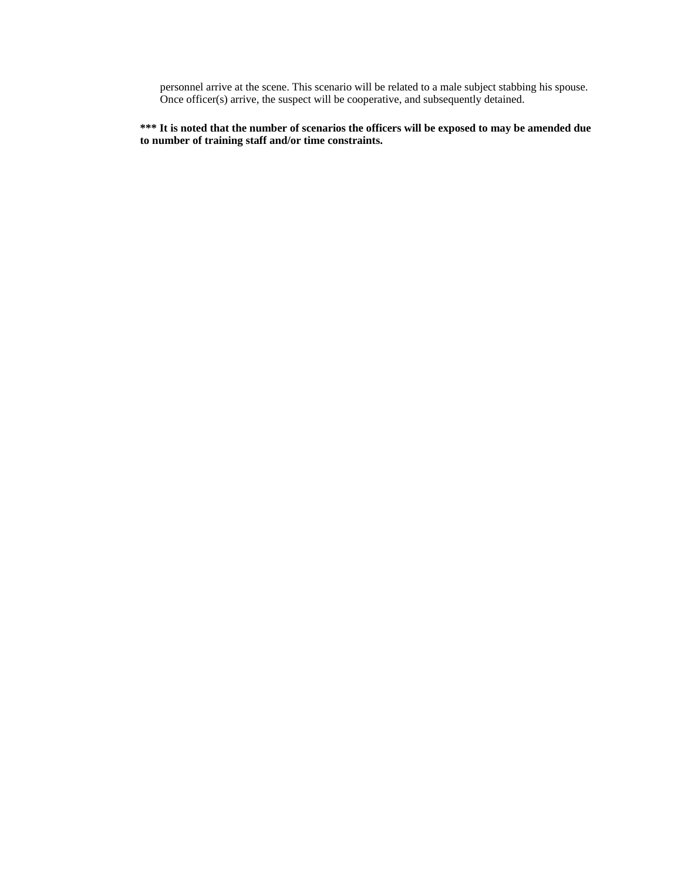personnel arrive at the scene. This scenario will be related to a male subject stabbing his spouse. Once officer(s) arrive, the suspect will be cooperative, and subsequently detained.

**\*\*\* It is noted that the number of scenarios the officers will be exposed to may be amended due to number of training staff and/or time constraints.**